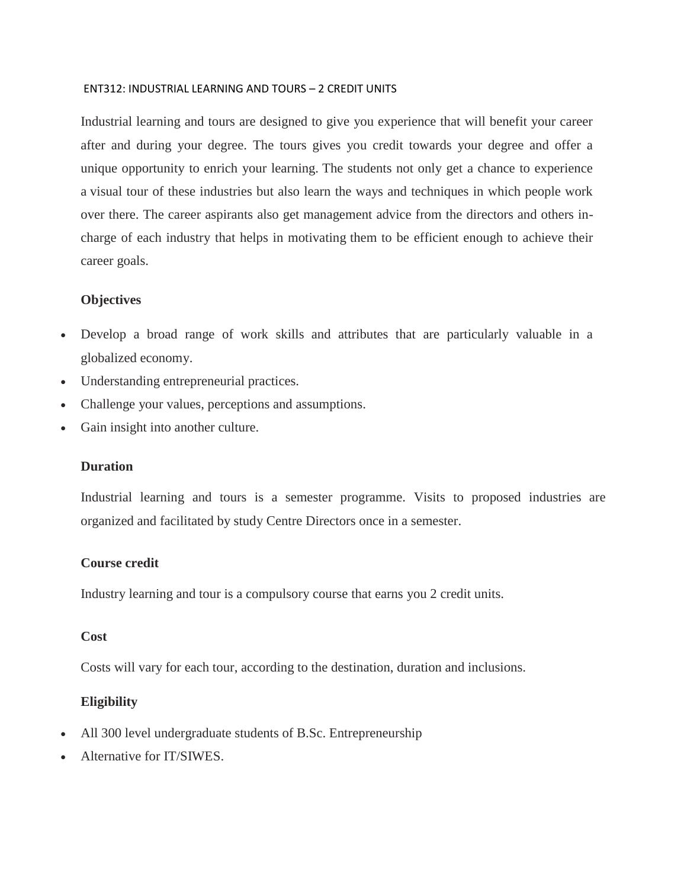# ENT312: INDUSTRIAL LEARNING AND TOURS – 2 CREDIT UNITS

Industrial learning and tours are designed to give you experience that will benefit your career after and during your degree. The tours gives you credit towards your degree and offer a unique opportunity to enrich your learning. The students not only get a chance to experience a visual tour of these industries but also learn the ways and techniques in which people work over there. The career aspirants also get management advice from the directors and others in-charge of each industry that helps in motivating them to be efficient enough to achieve their career goals.

**Objectives**

- Develop a broad range of work skills and attributes that are particularly valuable in a globalized economy.
- Understanding entrepreneurial practices.
- Challenge your values, perceptions and assumptions.
- Gain insight into another culture.

**Duration**

Industrial learning and tours is a semester programme. Visits to proposed industries are organized and facilitated by study Centre Directors once in a semester.

**Course credit**

Industry learning and tour is a compulsory course that earns you 2 credit units.

**Cost**

Costs will vary for each tour, according to the destination, duration and inclusions.

**Eligibility**

- All 300 level undergraduate students of B.Sc. Entrepreneurship
- Alternative for IT/SIWES.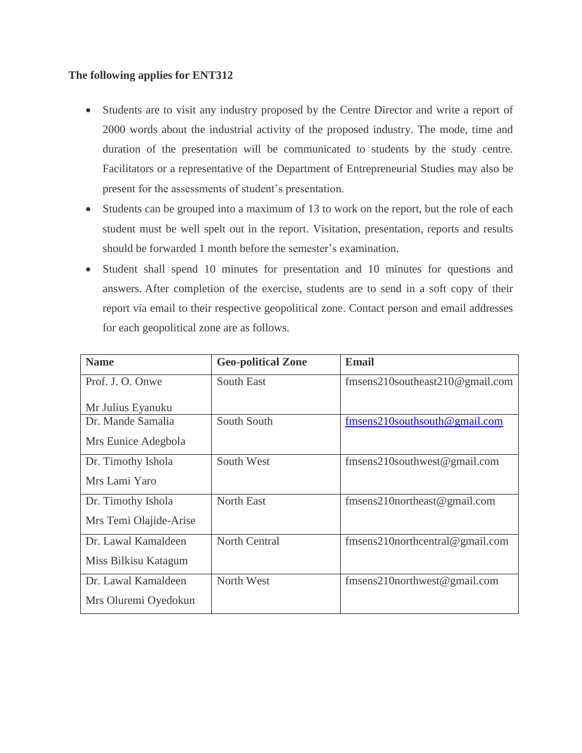**The following applies for ENT312**

- Students are to visit any industry proposed by the Centre Director and write a report of 2000 words about the industrial activity of the proposed industry. The mode, time and duration of the presentation will be communicated to students by the study centre. Facilitators or a representative of the Department of Entrepreneurial Studies may also be present for the assessments of student's presentation.
- Students can be grouped into a maximum of 13 to work on the report, but the role of each student must be well spelt out in the report. Visitation, presentation, reports and results should be forwarded 1 month before the semester's examination.
- Student shall spend 10 minutes for presentation and 10 minutes for questions and answers. After completion of the exercise, students are to send in a soft copy of their report via email to their respective geopolitical zone. Contact person and email addresses for each geopolitical zone are as follows.

| Name | Geo-political Zone | Email |
|---|---|---|
| Prof. J. O. Onwe<br>Mr Julius Eyanuku | South East | fmsens210southeast210@gmail.com |
| Dr. Mande Samalia<br>Mrs Eunice Adegbola | South South | fmsens210southsouth@gmail.com |
| Dr. Timothy Ishola<br>Mrs Lami Yaro | South West | fmsens210southwest@gmail.com |
| Dr. Timothy Ishola<br>Mrs Temi Olajide-Arise | North East | fmsens210northeast@gmail.com |
| Dr. Lawal Kamaldeen<br>Miss Bilkisu Katagum | North Central | fmsens210northcentral@gmail.com |
| Dr. Lawal Kamaldeen<br>Mrs Oluremi Oyedokun | North West | fmsens210northwest@gmail.com |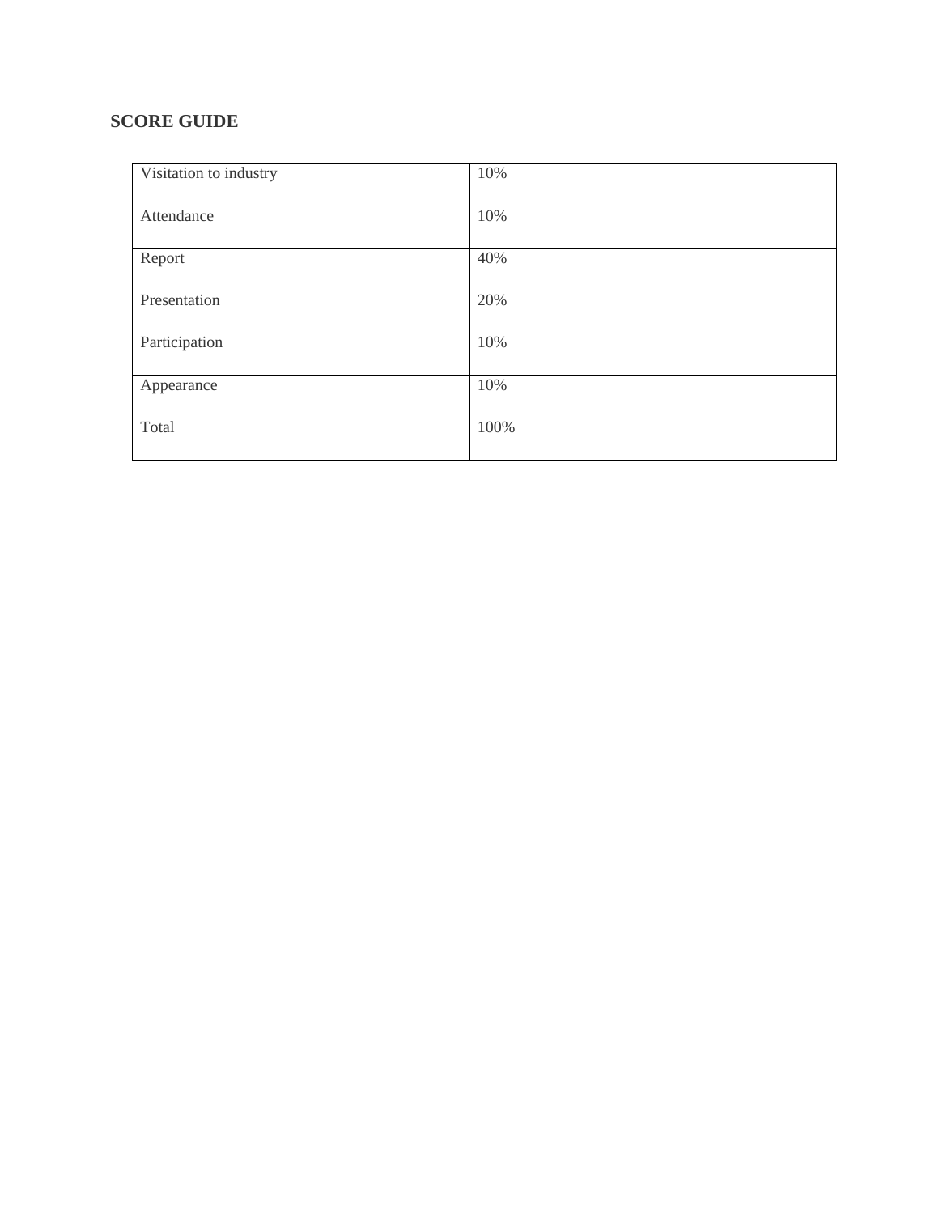**SCORE GUIDE**

| | |
|---|---|
| Visitation to industry | 10% |
| Attendance | 10% |
| Report | 40% |
| Presentation | 20% |
| Participation | 10% |
| Appearance | 10% |
| Total | 100% |